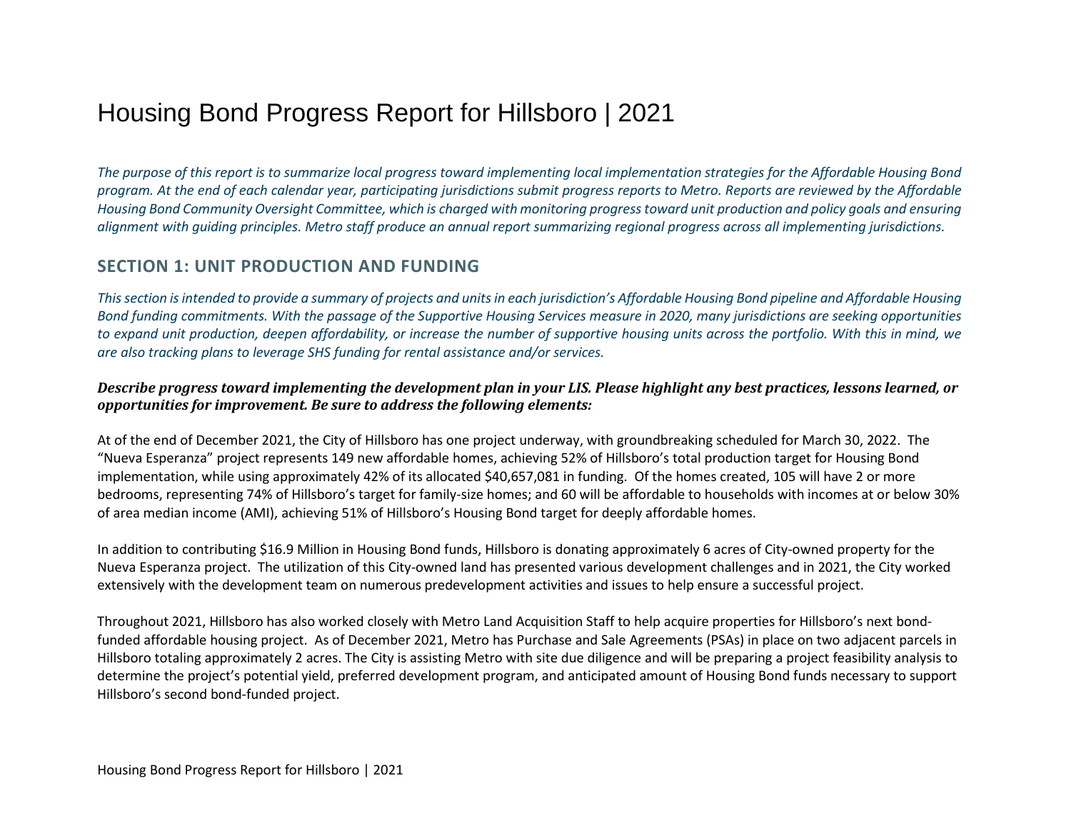# Housing Bond Progress Report for Hillsboro | 2021

*The purpose of this report is to summarize local progress toward implementing local implementation strategies for the Affordable Housing Bond program. At the end of each calendar year, participating jurisdictions submit progress reports to Metro. Reports are reviewed by the Affordable Housing Bond Community Oversight Committee, which is charged with monitoring progress toward unit production and policy goals and ensuring alignment with guiding principles. Metro staff produce an annual report summarizing regional progress across all implementing jurisdictions.*

## SECTION 1: UNIT PRODUCTION AND FUNDING

*This section is intended to provide a summary of projects and units in each jurisdiction's Affordable Housing Bond pipeline and Affordable Housing Bond funding commitments. With the passage of the Supportive Housing Services measure in 2020, many jurisdictions are seeking opportunities to expand unit production, deepen affordability, or increase the number of supportive housing units across the portfolio. With this in mind, we are also tracking plans to leverage SHS funding for rental assistance and/or services.*

***Describe progress toward implementing the development plan in your LIS. Please highlight any best practices, lessons learned, or opportunities for improvement. Be sure to address the following elements:***

At of the end of December 2021, the City of Hillsboro has one project underway, with groundbreaking scheduled for March 30, 2022. The "Nueva Esperanza" project represents 149 new affordable homes, achieving 52% of Hillsboro's total production target for Housing Bond implementation, while using approximately 42% of its allocated $40,657,081 in funding. Of the homes created, 105 will have 2 or more bedrooms, representing 74% of Hillsboro's target for family-size homes; and 60 will be affordable to households with incomes at or below 30% of area median income (AMI), achieving 51% of Hillsboro's Housing Bond target for deeply affordable homes.

In addition to contributing $16.9 Million in Housing Bond funds, Hillsboro is donating approximately 6 acres of City-owned property for the Nueva Esperanza project. The utilization of this City-owned land has presented various development challenges and in 2021, the City worked extensively with the development team on numerous predevelopment activities and issues to help ensure a successful project.

Throughout 2021, Hillsboro has also worked closely with Metro Land Acquisition Staff to help acquire properties for Hillsboro's next bond-funded affordable housing project. As of December 2021, Metro has Purchase and Sale Agreements (PSAs) in place on two adjacent parcels in Hillsboro totaling approximately 2 acres. The City is assisting Metro with site due diligence and will be preparing a project feasibility analysis to determine the project's potential yield, preferred development program, and anticipated amount of Housing Bond funds necessary to support Hillsboro's second bond-funded project.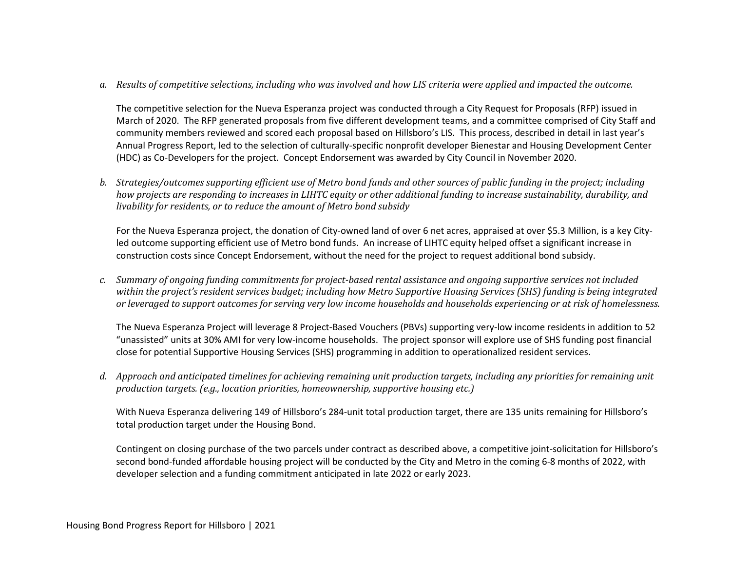*a. Results of competitive selections, including who was involved and how LIS criteria were applied and impacted the outcome.*

The competitive selection for the Nueva Esperanza project was conducted through a City Request for Proposals (RFP) issued in March of 2020. The RFP generated proposals from five different development teams, and a committee comprised of City Staff and community members reviewed and scored each proposal based on Hillsboro's LIS. This process, described in detail in last year's Annual Progress Report, led to the selection of culturally-specific nonprofit developer Bienestar and Housing Development Center (HDC) as Co-Developers for the project. Concept Endorsement was awarded by City Council in November 2020.

*b. Strategies/outcomes supporting efficient use of Metro bond funds and other sources of public funding in the project; including how projects are responding to increases in LIHTC equity or other additional funding to increase sustainability, durability, and livability for residents, or to reduce the amount of Metro bond subsidy*

For the Nueva Esperanza project, the donation of City-owned land of over 6 net acres, appraised at over $5.3 Million, is a key City-led outcome supporting efficient use of Metro bond funds. An increase of LIHTC equity helped offset a significant increase in construction costs since Concept Endorsement, without the need for the project to request additional bond subsidy.

*c. Summary of ongoing funding commitments for project-based rental assistance and ongoing supportive services not included within the project's resident services budget; including how Metro Supportive Housing Services (SHS) funding is being integrated or leveraged to support outcomes for serving very low income households and households experiencing or at risk of homelessness.*

The Nueva Esperanza Project will leverage 8 Project-Based Vouchers (PBVs) supporting very-low income residents in addition to 52 "unassisted" units at 30% AMI for very low-income households. The project sponsor will explore use of SHS funding post financial close for potential Supportive Housing Services (SHS) programming in addition to operationalized resident services.

*d. Approach and anticipated timelines for achieving remaining unit production targets, including any priorities for remaining unit production targets. (e.g., location priorities, homeownership, supportive housing etc.)*

With Nueva Esperanza delivering 149 of Hillsboro's 284-unit total production target, there are 135 units remaining for Hillsboro's total production target under the Housing Bond.

Contingent on closing purchase of the two parcels under contract as described above, a competitive joint-solicitation for Hillsboro's second bond-funded affordable housing project will be conducted by the City and Metro in the coming 6-8 months of 2022, with developer selection and a funding commitment anticipated in late 2022 or early 2023.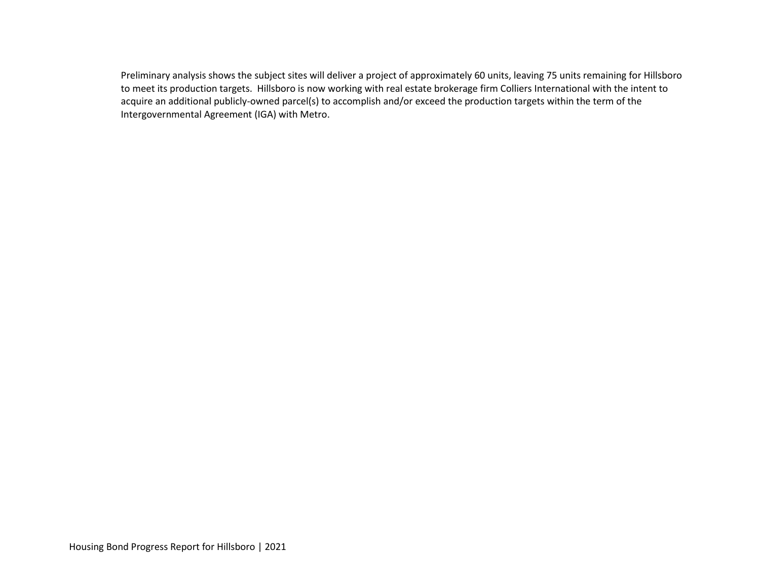Preliminary analysis shows the subject sites will deliver a project of approximately 60 units, leaving 75 units remaining for Hillsboro to meet its production targets. Hillsboro is now working with real estate brokerage firm Colliers International with the intent to acquire an additional publicly-owned parcel(s) to accomplish and/or exceed the production targets within the term of the Intergovernmental Agreement (IGA) with Metro.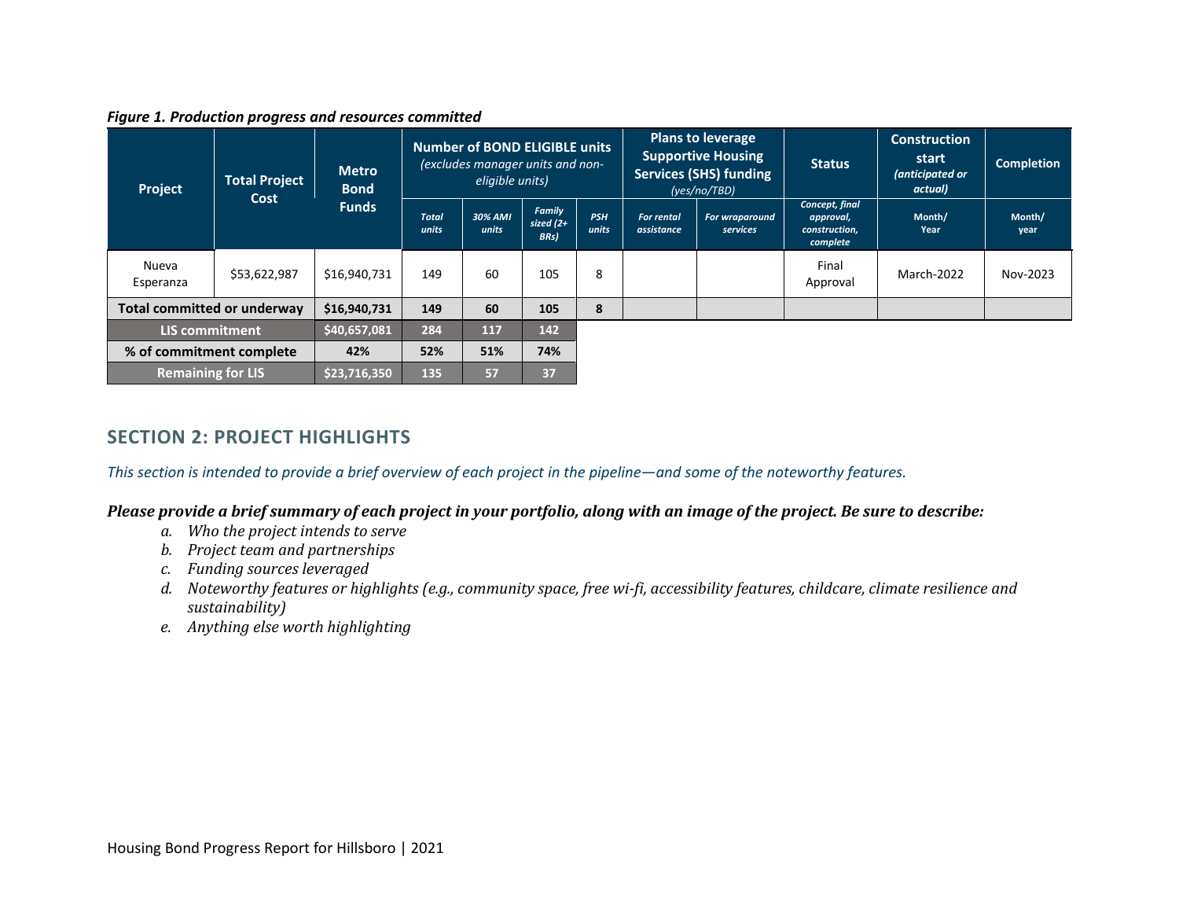*Figure 1. Production progress and resources committed*

| Project | Total Project Cost | Metro Bond Funds | Number of BOND ELIGIBLE units *(excludes manager units and non-eligible units)* | | | | Plans to leverage Supportive Housing Services (SHS) funding *(yes/no/TBD)* | | Status | Construction start *(anticipated or actual)* | Completion |
|---|---|---|---|---|---|---|---|---|---|---|---|
| | | | *Total units* | *30% AMI units* | *Family sized (2+ BRs)* | *PSH units* | *For rental assistance* | *For wraparound services* | *Concept, final approval, construction, complete* | Month/ Year | Month/ year |
| Nueva Esperanza | $53,622,987 | $16,940,731 | 149 | 60 | 105 | 8 | | | Final Approval | March-2022 | Nov-2023 |
| **Total committed or underway** | | **$16,940,731** | **149** | **60** | **105** | **8** | | | | | |
| **LIS commitment** | | **$40,657,081** | **284** | **117** | **142** | | | | | | |
| **% of commitment complete** | | **42%** | **52%** | **51%** | **74%** | | | | | | |
| **Remaining for LIS** | | **$23,716,350** | **135** | **57** | **37** | | | | | | |

## SECTION 2: PROJECT HIGHLIGHTS

*This section is intended to provide a brief overview of each project in the pipeline—and some of the noteworthy features.*

***Please provide a brief summary of each project in your portfolio, along with an image of the project. Be sure to describe:***

- *a. Who the project intends to serve*
- *b. Project team and partnerships*
- *c. Funding sources leveraged*
- *d. Noteworthy features or highlights (e.g., community space, free wi-fi, accessibility features, childcare, climate resilience and sustainability)*
- *e. Anything else worth highlighting*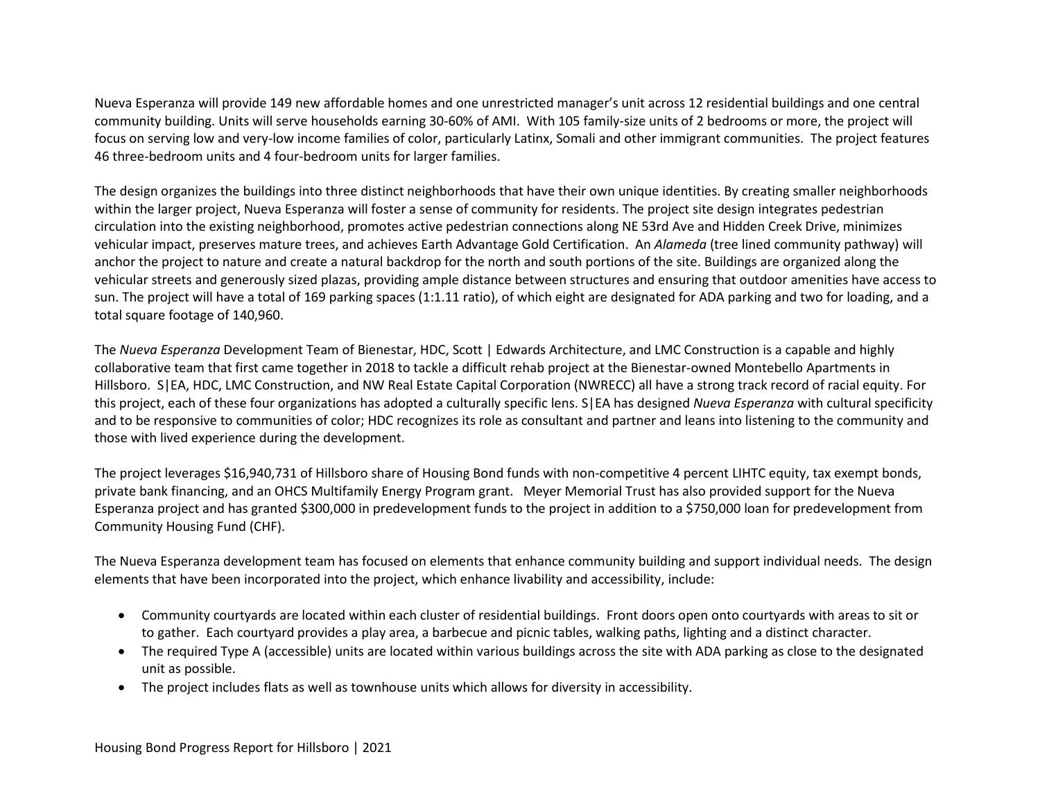Nueva Esperanza will provide 149 new affordable homes and one unrestricted manager's unit across 12 residential buildings and one central community building. Units will serve households earning 30-60% of AMI. With 105 family-size units of 2 bedrooms or more, the project will focus on serving low and very-low income families of color, particularly Latinx, Somali and other immigrant communities. The project features 46 three-bedroom units and 4 four-bedroom units for larger families.

The design organizes the buildings into three distinct neighborhoods that have their own unique identities. By creating smaller neighborhoods within the larger project, Nueva Esperanza will foster a sense of community for residents. The project site design integrates pedestrian circulation into the existing neighborhood, promotes active pedestrian connections along NE 53rd Ave and Hidden Creek Drive, minimizes vehicular impact, preserves mature trees, and achieves Earth Advantage Gold Certification. An *Alameda* (tree lined community pathway) will anchor the project to nature and create a natural backdrop for the north and south portions of the site. Buildings are organized along the vehicular streets and generously sized plazas, providing ample distance between structures and ensuring that outdoor amenities have access to sun. The project will have a total of 169 parking spaces (1:1.11 ratio), of which eight are designated for ADA parking and two for loading, and a total square footage of 140,960.

The *Nueva Esperanza* Development Team of Bienestar, HDC, Scott | Edwards Architecture, and LMC Construction is a capable and highly collaborative team that first came together in 2018 to tackle a difficult rehab project at the Bienestar-owned Montebello Apartments in Hillsboro. S|EA, HDC, LMC Construction, and NW Real Estate Capital Corporation (NWRECC) all have a strong track record of racial equity. For this project, each of these four organizations has adopted a culturally specific lens. S|EA has designed *Nueva Esperanza* with cultural specificity and to be responsive to communities of color; HDC recognizes its role as consultant and partner and leans into listening to the community and those with lived experience during the development.

The project leverages $16,940,731 of Hillsboro share of Housing Bond funds with non-competitive 4 percent LIHTC equity, tax exempt bonds, private bank financing, and an OHCS Multifamily Energy Program grant. Meyer Memorial Trust has also provided support for the Nueva Esperanza project and has granted $300,000 in predevelopment funds to the project in addition to a $750,000 loan for predevelopment from Community Housing Fund (CHF).

The Nueva Esperanza development team has focused on elements that enhance community building and support individual needs. The design elements that have been incorporated into the project, which enhance livability and accessibility, include:

- Community courtyards are located within each cluster of residential buildings. Front doors open onto courtyards with areas to sit or to gather. Each courtyard provides a play area, a barbecue and picnic tables, walking paths, lighting and a distinct character.
- The required Type A (accessible) units are located within various buildings across the site with ADA parking as close to the designated unit as possible.
- The project includes flats as well as townhouse units which allows for diversity in accessibility.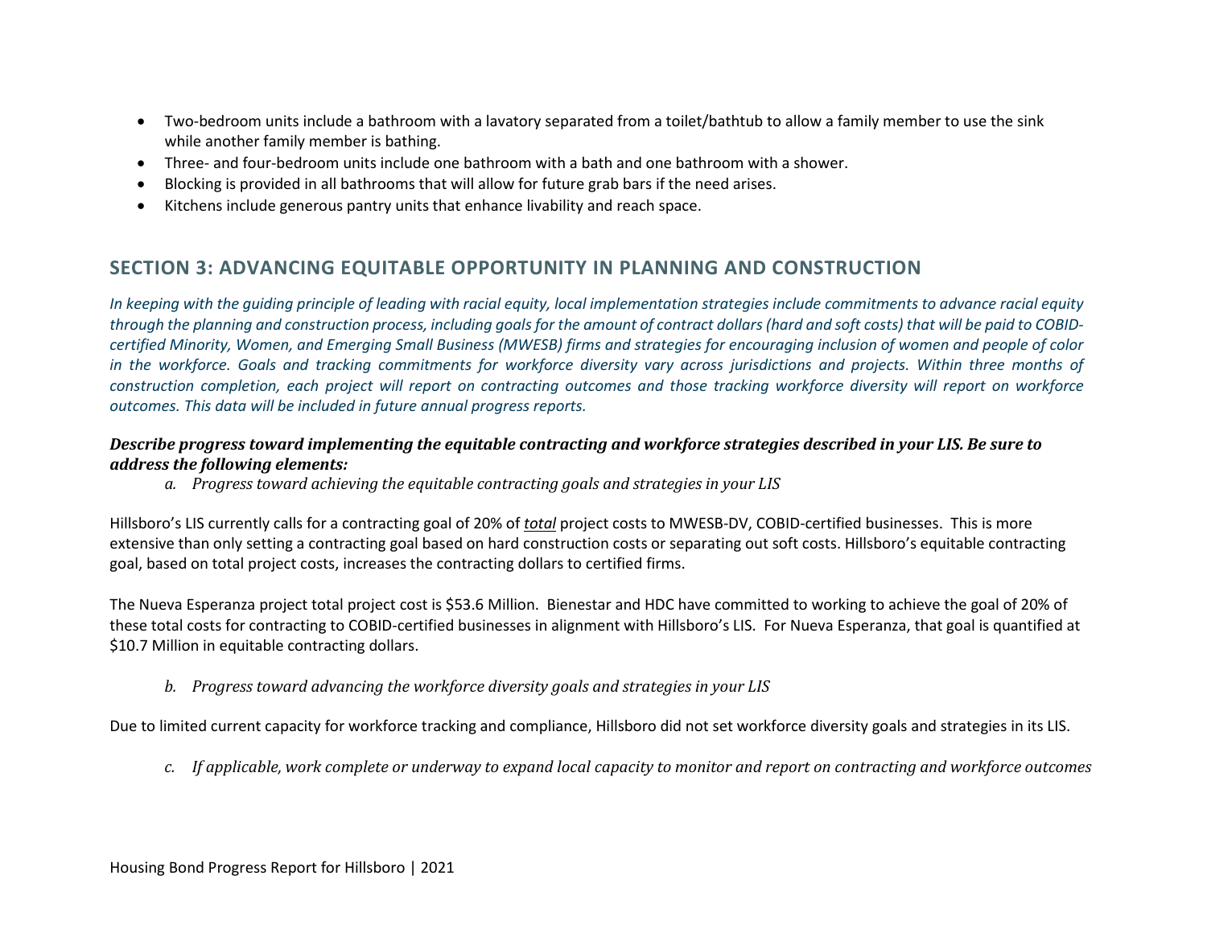- Two-bedroom units include a bathroom with a lavatory separated from a toilet/bathtub to allow a family member to use the sink while another family member is bathing.
- Three- and four-bedroom units include one bathroom with a bath and one bathroom with a shower.
- Blocking is provided in all bathrooms that will allow for future grab bars if the need arises.
- Kitchens include generous pantry units that enhance livability and reach space.

## SECTION 3: ADVANCING EQUITABLE OPPORTUNITY IN PLANNING AND CONSTRUCTION

*In keeping with the guiding principle of leading with racial equity, local implementation strategies include commitments to advance racial equity through the planning and construction process, including goals for the amount of contract dollars (hard and soft costs) that will be paid to COBID-certified Minority, Women, and Emerging Small Business (MWESB) firms and strategies for encouraging inclusion of women and people of color in the workforce. Goals and tracking commitments for workforce diversity vary across jurisdictions and projects. Within three months of construction completion, each project will report on contracting outcomes and those tracking workforce diversity will report on workforce outcomes. This data will be included in future annual progress reports.*

***Describe progress toward implementing the equitable contracting and workforce strategies described in your LIS. Be sure to address the following elements:***

*a. Progress toward achieving the equitable contracting goals and strategies in your LIS*

Hillsboro's LIS currently calls for a contracting goal of 20% of ***total*** project costs to MWESB-DV, COBID-certified businesses. This is more extensive than only setting a contracting goal based on hard construction costs or separating out soft costs. Hillsboro's equitable contracting goal, based on total project costs, increases the contracting dollars to certified firms.

The Nueva Esperanza project total project cost is $53.6 Million. Bienestar and HDC have committed to working to achieve the goal of 20% of these total costs for contracting to COBID-certified businesses in alignment with Hillsboro's LIS. For Nueva Esperanza, that goal is quantified at $10.7 Million in equitable contracting dollars.

*b. Progress toward advancing the workforce diversity goals and strategies in your LIS*

Due to limited current capacity for workforce tracking and compliance, Hillsboro did not set workforce diversity goals and strategies in its LIS.

*c. If applicable, work complete or underway to expand local capacity to monitor and report on contracting and workforce outcomes*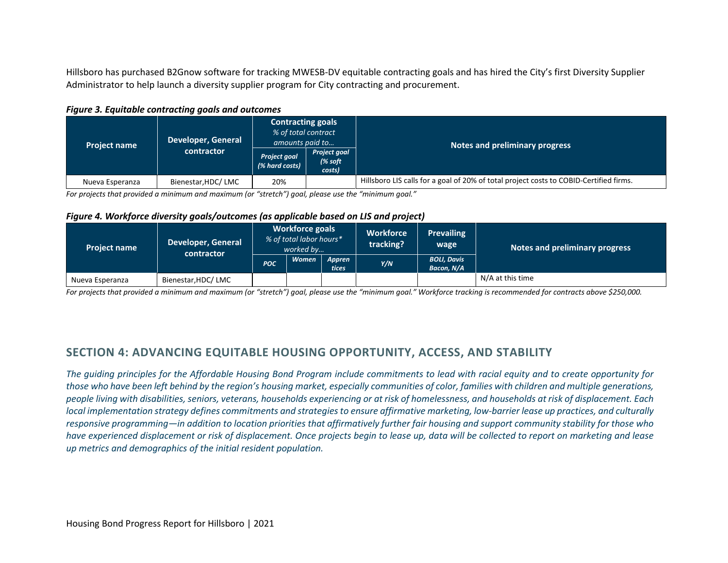Hillsboro has purchased B2Gnow software for tracking MWESB-DV equitable contracting goals and has hired the City's first Diversity Supplier Administrator to help launch a diversity supplier program for City contracting and procurement.

***Figure 3. Equitable contracting goals and outcomes***

| Project name | Developer, General contractor | **Contracting goals** *% of total contract amounts paid to…* | | Notes and preliminary progress |
|---|---|---|---|---|
| | | *Project goal (% hard costs)* | *Project goal (% soft costs)* | |
| Nueva Esperanza | Bienestar,HDC/ LMC | 20% | | Hillsboro LIS calls for a goal of 20% of total project costs to COBID-Certified firms. |

*For projects that provided a minimum and maximum (or "stretch") goal, please use the "minimum goal."*

***Figure 4. Workforce diversity goals/outcomes (as applicable based on LIS and project)***

| Project name | Developer, General contractor | **Workforce goals** *% of total labor hours* worked by…* | | | Workforce tracking? | Prevailing wage | Notes and preliminary progress |
|---|---|---|---|---|---|---|---|
| | | *POC* | *Women* | *Apprentices* | *Y/N* | *BOLI, Davis Bacon, N/A* | |
| Nueva Esperanza | Bienestar,HDC/ LMC | | | | | | N/A at this time |

*For projects that provided a minimum and maximum (or "stretch") goal, please use the "minimum goal." Workforce tracking is recommended for contracts above $250,000.*

## SECTION 4: ADVANCING EQUITABLE HOUSING OPPORTUNITY, ACCESS, AND STABILITY

*The guiding principles for the Affordable Housing Bond Program include commitments to lead with racial equity and to create opportunity for those who have been left behind by the region's housing market, especially communities of color, families with children and multiple generations, people living with disabilities, seniors, veterans, households experiencing or at risk of homelessness, and households at risk of displacement. Each local implementation strategy defines commitments and strategies to ensure affirmative marketing, low-barrier lease up practices, and culturally responsive programming—in addition to location priorities that affirmatively further fair housing and support community stability for those who have experienced displacement or risk of displacement. Once projects begin to lease up, data will be collected to report on marketing and lease up metrics and demographics of the initial resident population.*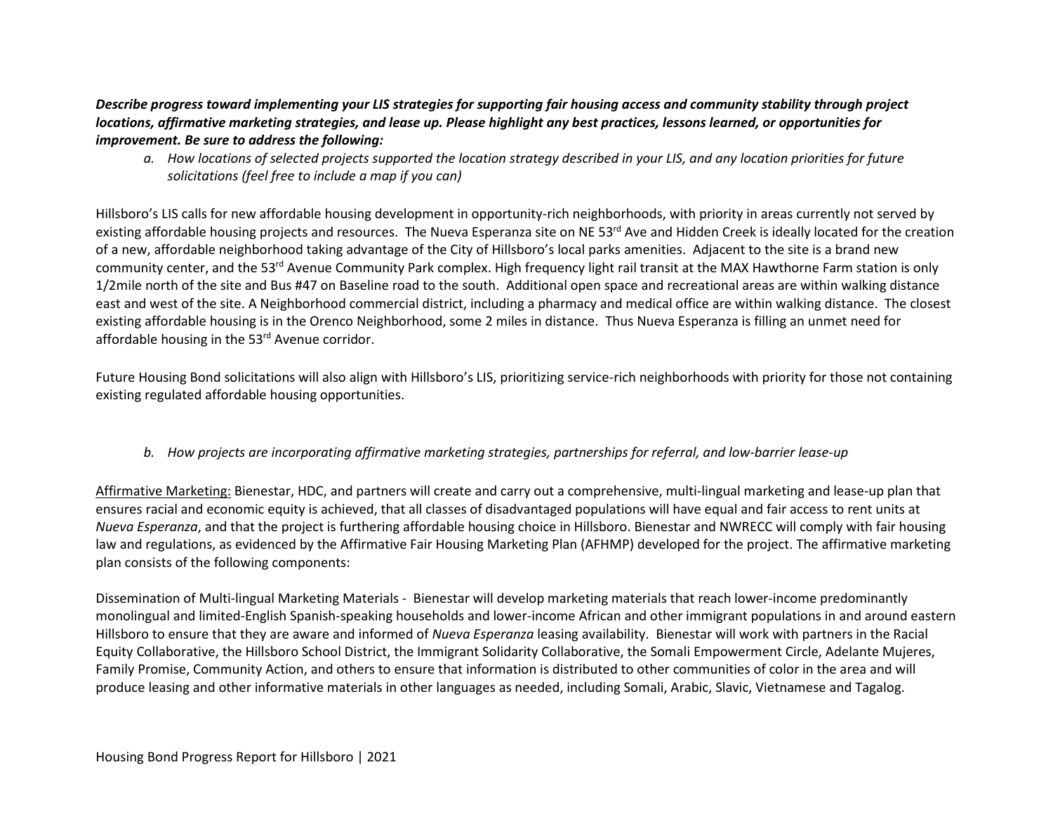***Describe progress toward implementing your LIS strategies for supporting fair housing access and community stability through project locations, affirmative marketing strategies, and lease up. Please highlight any best practices, lessons learned, or opportunities for improvement. Be sure to address the following:***

*a. How locations of selected projects supported the location strategy described in your LIS, and any location priorities for future solicitations (feel free to include a map if you can)*

Hillsboro's LIS calls for new affordable housing development in opportunity-rich neighborhoods, with priority in areas currently not served by existing affordable housing projects and resources. The Nueva Esperanza site on NE 53rd Ave and Hidden Creek is ideally located for the creation of a new, affordable neighborhood taking advantage of the City of Hillsboro's local parks amenities. Adjacent to the site is a brand new community center, and the 53rd Avenue Community Park complex. High frequency light rail transit at the MAX Hawthorne Farm station is only 1/2mile north of the site and Bus #47 on Baseline road to the south. Additional open space and recreational areas are within walking distance east and west of the site. A Neighborhood commercial district, including a pharmacy and medical office are within walking distance. The closest existing affordable housing is in the Orenco Neighborhood, some 2 miles in distance. Thus Nueva Esperanza is filling an unmet need for affordable housing in the 53rd Avenue corridor.

Future Housing Bond solicitations will also align with Hillsboro's LIS, prioritizing service-rich neighborhoods with priority for those not containing existing regulated affordable housing opportunities.

*b. How projects are incorporating affirmative marketing strategies, partnerships for referral, and low-barrier lease-up*

<u>Affirmative Marketing:</u> Bienestar, HDC, and partners will create and carry out a comprehensive, multi-lingual marketing and lease-up plan that ensures racial and economic equity is achieved, that all classes of disadvantaged populations will have equal and fair access to rent units at *Nueva Esperanza*, and that the project is furthering affordable housing choice in Hillsboro. Bienestar and NWRECC will comply with fair housing law and regulations, as evidenced by the Affirmative Fair Housing Marketing Plan (AFHMP) developed for the project. The affirmative marketing plan consists of the following components:

Dissemination of Multi-lingual Marketing Materials - Bienestar will develop marketing materials that reach lower-income predominantly monolingual and limited-English Spanish-speaking households and lower-income African and other immigrant populations in and around eastern Hillsboro to ensure that they are aware and informed of *Nueva Esperanza* leasing availability. Bienestar will work with partners in the Racial Equity Collaborative, the Hillsboro School District, the Immigrant Solidarity Collaborative, the Somali Empowerment Circle, Adelante Mujeres, Family Promise, Community Action, and others to ensure that information is distributed to other communities of color in the area and will produce leasing and other informative materials in other languages as needed, including Somali, Arabic, Slavic, Vietnamese and Tagalog.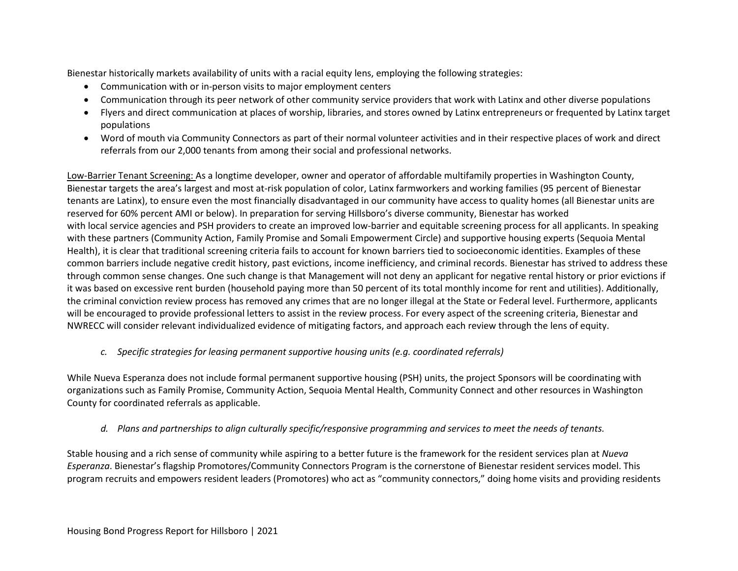Bienestar historically markets availability of units with a racial equity lens, employing the following strategies:

- Communication with or in-person visits to major employment centers
- Communication through its peer network of other community service providers that work with Latinx and other diverse populations
- Flyers and direct communication at places of worship, libraries, and stores owned by Latinx entrepreneurs or frequented by Latinx target populations
- Word of mouth via Community Connectors as part of their normal volunteer activities and in their respective places of work and direct referrals from our 2,000 tenants from among their social and professional networks.

Low-Barrier Tenant Screening: As a longtime developer, owner and operator of affordable multifamily properties in Washington County, Bienestar targets the area's largest and most at-risk population of color, Latinx farmworkers and working families (95 percent of Bienestar tenants are Latinx), to ensure even the most financially disadvantaged in our community have access to quality homes (all Bienestar units are reserved for 60% percent AMI or below). In preparation for serving Hillsboro's diverse community, Bienestar has worked with local service agencies and PSH providers to create an improved low-barrier and equitable screening process for all applicants. In speaking with these partners (Community Action, Family Promise and Somali Empowerment Circle) and supportive housing experts (Sequoia Mental Health), it is clear that traditional screening criteria fails to account for known barriers tied to socioeconomic identities. Examples of these common barriers include negative credit history, past evictions, income inefficiency, and criminal records. Bienestar has strived to address these through common sense changes. One such change is that Management will not deny an applicant for negative rental history or prior evictions if it was based on excessive rent burden (household paying more than 50 percent of its total monthly income for rent and utilities). Additionally, the criminal conviction review process has removed any crimes that are no longer illegal at the State or Federal level. Furthermore, applicants will be encouraged to provide professional letters to assist in the review process. For every aspect of the screening criteria, Bienestar and NWRECC will consider relevant individualized evidence of mitigating factors, and approach each review through the lens of equity.

*c. Specific strategies for leasing permanent supportive housing units (e.g. coordinated referrals)*

While Nueva Esperanza does not include formal permanent supportive housing (PSH) units, the project Sponsors will be coordinating with organizations such as Family Promise, Community Action, Sequoia Mental Health, Community Connect and other resources in Washington County for coordinated referrals as applicable.

*d. Plans and partnerships to align culturally specific/responsive programming and services to meet the needs of tenants.*

Stable housing and a rich sense of community while aspiring to a better future is the framework for the resident services plan at *Nueva Esperanza*. Bienestar's flagship Promotores/Community Connectors Program is the cornerstone of Bienestar resident services model. This program recruits and empowers resident leaders (Promotores) who act as "community connectors," doing home visits and providing residents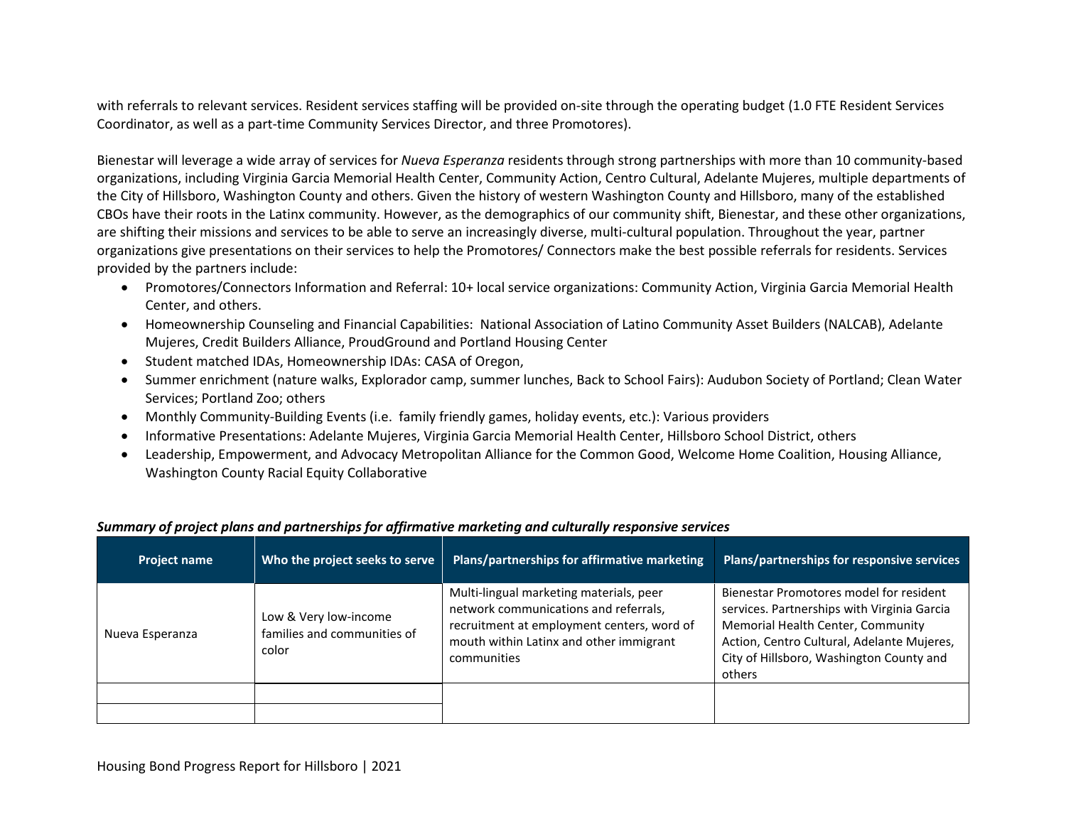with referrals to relevant services. Resident services staffing will be provided on-site through the operating budget (1.0 FTE Resident Services Coordinator, as well as a part-time Community Services Director, and three Promotores).

Bienestar will leverage a wide array of services for *Nueva Esperanza* residents through strong partnerships with more than 10 community-based organizations, including Virginia Garcia Memorial Health Center, Community Action, Centro Cultural, Adelante Mujeres, multiple departments of the City of Hillsboro, Washington County and others. Given the history of western Washington County and Hillsboro, many of the established CBOs have their roots in the Latinx community. However, as the demographics of our community shift, Bienestar, and these other organizations, are shifting their missions and services to be able to serve an increasingly diverse, multi-cultural population. Throughout the year, partner organizations give presentations on their services to help the Promotores/ Connectors make the best possible referrals for residents. Services provided by the partners include:

- Promotores/Connectors Information and Referral: 10+ local service organizations: Community Action, Virginia Garcia Memorial Health Center, and others.
- Homeownership Counseling and Financial Capabilities: National Association of Latino Community Asset Builders (NALCAB), Adelante Mujeres, Credit Builders Alliance, ProudGround and Portland Housing Center
- Student matched IDAs, Homeownership IDAs: CASA of Oregon,
- Summer enrichment (nature walks, Explorador camp, summer lunches, Back to School Fairs): Audubon Society of Portland; Clean Water Services; Portland Zoo; others
- Monthly Community-Building Events (i.e. family friendly games, holiday events, etc.): Various providers
- Informative Presentations: Adelante Mujeres, Virginia Garcia Memorial Health Center, Hillsboro School District, others
- Leadership, Empowerment, and Advocacy Metropolitan Alliance for the Common Good, Welcome Home Coalition, Housing Alliance, Washington County Racial Equity Collaborative

***Summary of project plans and partnerships for affirmative marketing and culturally responsive services***

| Project name | Who the project seeks to serve | Plans/partnerships for affirmative marketing | Plans/partnerships for responsive services |
|---|---|---|---|
| Nueva Esperanza | Low & Very low-income families and communities of color | Multi-lingual marketing materials, peer network communications and referrals, recruitment at employment centers, word of mouth within Latinx and other immigrant communities | Bienestar Promotores model for resident services. Partnerships with Virginia Garcia Memorial Health Center, Community Action, Centro Cultural, Adelante Mujeres, City of Hillsboro, Washington County and others |
| | | | |
| | | | |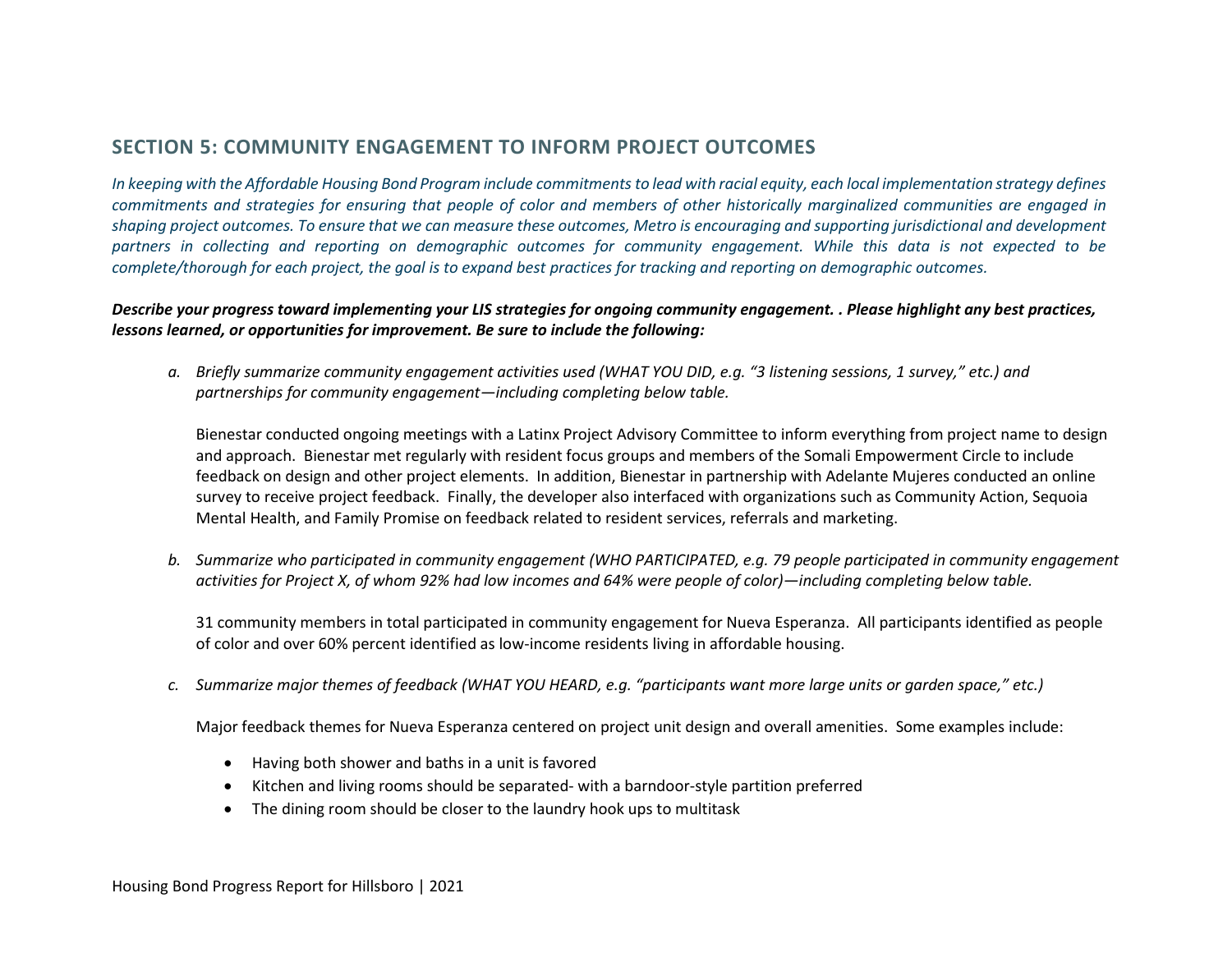## SECTION 5: COMMUNITY ENGAGEMENT TO INFORM PROJECT OUTCOMES

*In keeping with the Affordable Housing Bond Program include commitments to lead with racial equity, each local implementation strategy defines commitments and strategies for ensuring that people of color and members of other historically marginalized communities are engaged in shaping project outcomes. To ensure that we can measure these outcomes, Metro is encouraging and supporting jurisdictional and development partners in collecting and reporting on demographic outcomes for community engagement. While this data is not expected to be complete/thorough for each project, the goal is to expand best practices for tracking and reporting on demographic outcomes.*

***Describe your progress toward implementing your LIS strategies for ongoing community engagement. . Please highlight any best practices, lessons learned, or opportunities for improvement. Be sure to include the following:***

*a. Briefly summarize community engagement activities used (WHAT YOU DID, e.g. "3 listening sessions, 1 survey," etc.) and partnerships for community engagement—including completing below table.*

Bienestar conducted ongoing meetings with a Latinx Project Advisory Committee to inform everything from project name to design and approach. Bienestar met regularly with resident focus groups and members of the Somali Empowerment Circle to include feedback on design and other project elements. In addition, Bienestar in partnership with Adelante Mujeres conducted an online survey to receive project feedback. Finally, the developer also interfaced with organizations such as Community Action, Sequoia Mental Health, and Family Promise on feedback related to resident services, referrals and marketing.

*b. Summarize who participated in community engagement (WHO PARTICIPATED, e.g. 79 people participated in community engagement activities for Project X, of whom 92% had low incomes and 64% were people of color)—including completing below table.*

31 community members in total participated in community engagement for Nueva Esperanza. All participants identified as people of color and over 60% percent identified as low-income residents living in affordable housing.

*c. Summarize major themes of feedback (WHAT YOU HEARD, e.g. "participants want more large units or garden space," etc.)*

Major feedback themes for Nueva Esperanza centered on project unit design and overall amenities. Some examples include:

- Having both shower and baths in a unit is favored
- Kitchen and living rooms should be separated- with a barndoor-style partition preferred
- The dining room should be closer to the laundry hook ups to multitask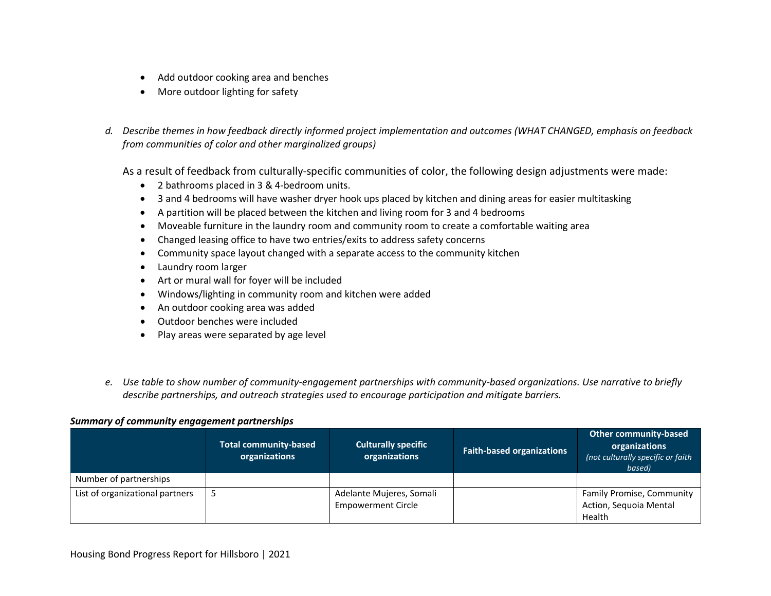- Add outdoor cooking area and benches
- More outdoor lighting for safety

*d. Describe themes in how feedback directly informed project implementation and outcomes (WHAT CHANGED, emphasis on feedback from communities of color and other marginalized groups)*

As a result of feedback from culturally-specific communities of color, the following design adjustments were made:

- 2 bathrooms placed in 3 & 4-bedroom units.
- 3 and 4 bedrooms will have washer dryer hook ups placed by kitchen and dining areas for easier multitasking
- A partition will be placed between the kitchen and living room for 3 and 4 bedrooms
- Moveable furniture in the laundry room and community room to create a comfortable waiting area
- Changed leasing office to have two entries/exits to address safety concerns
- Community space layout changed with a separate access to the community kitchen
- Laundry room larger
- Art or mural wall for foyer will be included
- Windows/lighting in community room and kitchen were added
- An outdoor cooking area was added
- Outdoor benches were included
- Play areas were separated by age level

*e. Use table to show number of community-engagement partnerships with community-based organizations. Use narrative to briefly describe partnerships, and outreach strategies used to encourage participation and mitigate barriers.*

***Summary of community engagement partnerships***

| | Total community-based organizations | Culturally specific organizations | Faith-based organizations | Other community-based organizations *(not culturally specific or faith based)* |
|---|---|---|---|---|
| Number of partnerships | | | | |
| List of organizational partners | 5 | Adelante Mujeres, Somali Empowerment Circle | | Family Promise, Community Action, Sequoia Mental Health |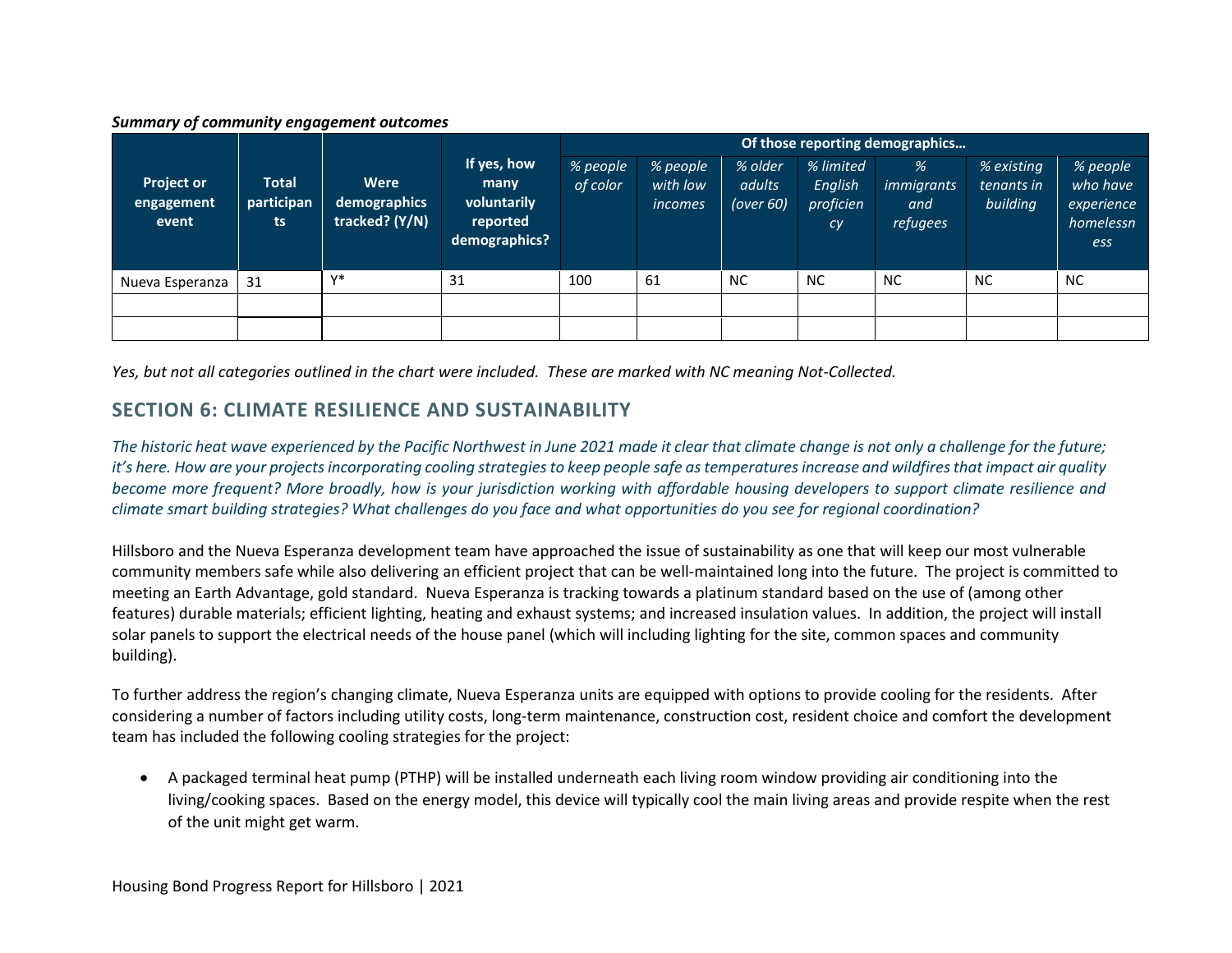***Summary of community engagement outcomes***

| Project or engagement event | Total participants | Were demographics tracked? (Y/N) | If yes, how many voluntarily reported demographics? | Of those reporting demographics… | | | | | | |
|---|---|---|---|---|---|---|---|---|---|---|
| | | | | *% people of color* | *% people with low incomes* | *% older adults (over 60)* | *% limited English proficiency* | *% immigrants and refugees* | *% existing tenants in building* | *% people who have experience homelessness* |
| Nueva Esperanza | 31 | Y* | 31 | 100 | 61 | NC | NC | NC | NC | NC |
| | | | | | | | | | | |
| | | | | | | | | | | |

*Yes, but not all categories outlined in the chart were included. These are marked with NC meaning Not-Collected.*

## SECTION 6: CLIMATE RESILIENCE AND SUSTAINABILITY

*The historic heat wave experienced by the Pacific Northwest in June 2021 made it clear that climate change is not only a challenge for the future; it's here. How are your projects incorporating cooling strategies to keep people safe as temperatures increase and wildfires that impact air quality become more frequent? More broadly, how is your jurisdiction working with affordable housing developers to support climate resilience and climate smart building strategies? What challenges do you face and what opportunities do you see for regional coordination?*

Hillsboro and the Nueva Esperanza development team have approached the issue of sustainability as one that will keep our most vulnerable community members safe while also delivering an efficient project that can be well-maintained long into the future. The project is committed to meeting an Earth Advantage, gold standard. Nueva Esperanza is tracking towards a platinum standard based on the use of (among other features) durable materials; efficient lighting, heating and exhaust systems; and increased insulation values. In addition, the project will install solar panels to support the electrical needs of the house panel (which will including lighting for the site, common spaces and community building).

To further address the region's changing climate, Nueva Esperanza units are equipped with options to provide cooling for the residents. After considering a number of factors including utility costs, long-term maintenance, construction cost, resident choice and comfort the development team has included the following cooling strategies for the project:

- A packaged terminal heat pump (PTHP) will be installed underneath each living room window providing air conditioning into the living/cooking spaces. Based on the energy model, this device will typically cool the main living areas and provide respite when the rest of the unit might get warm.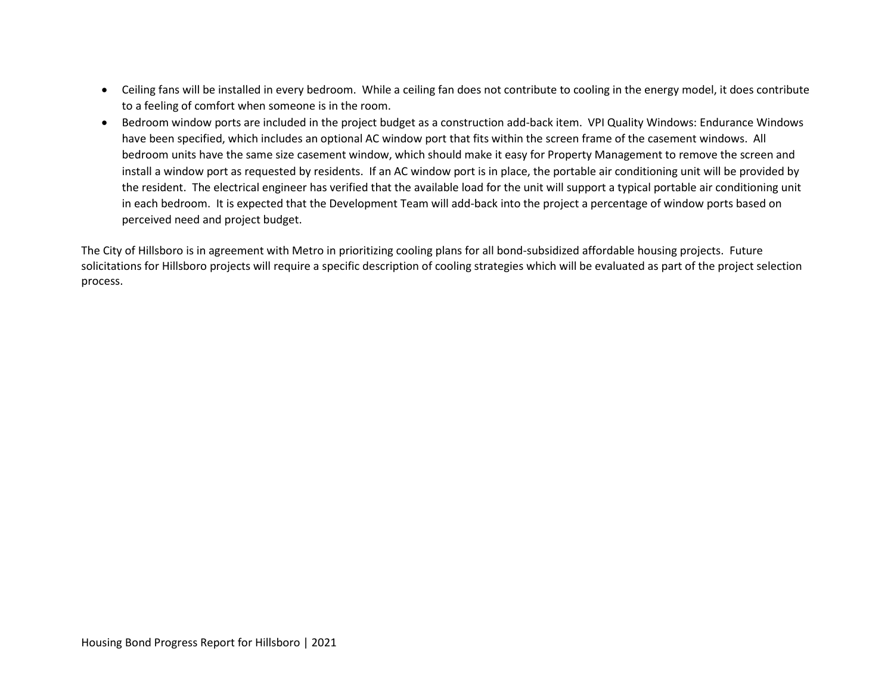- Ceiling fans will be installed in every bedroom. While a ceiling fan does not contribute to cooling in the energy model, it does contribute to a feeling of comfort when someone is in the room.
- Bedroom window ports are included in the project budget as a construction add-back item. VPI Quality Windows: Endurance Windows have been specified, which includes an optional AC window port that fits within the screen frame of the casement windows. All bedroom units have the same size casement window, which should make it easy for Property Management to remove the screen and install a window port as requested by residents. If an AC window port is in place, the portable air conditioning unit will be provided by the resident. The electrical engineer has verified that the available load for the unit will support a typical portable air conditioning unit in each bedroom. It is expected that the Development Team will add-back into the project a percentage of window ports based on perceived need and project budget.

The City of Hillsboro is in agreement with Metro in prioritizing cooling plans for all bond-subsidized affordable housing projects. Future solicitations for Hillsboro projects will require a specific description of cooling strategies which will be evaluated as part of the project selection process.